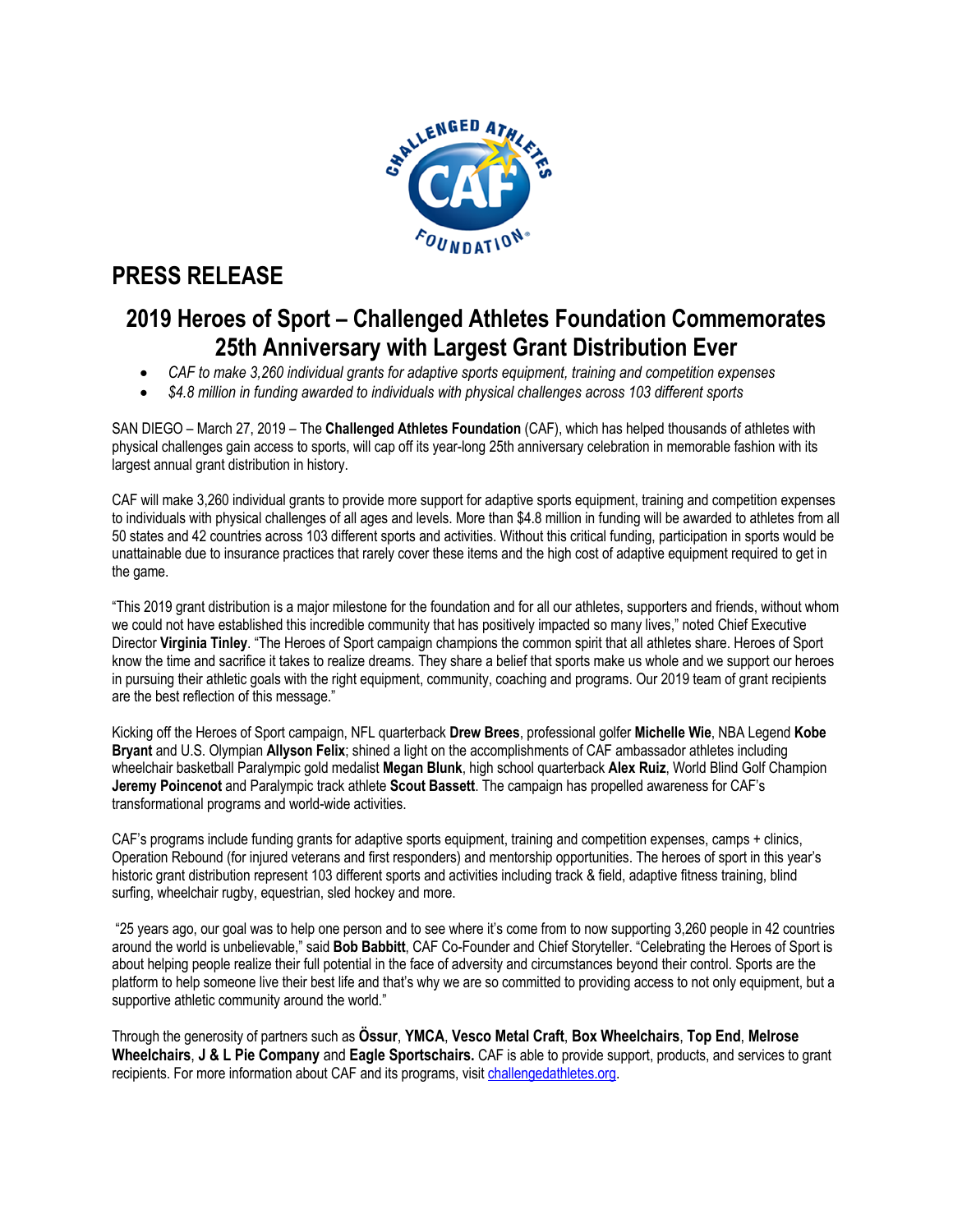# PRESS RELEASE

## 2019 Heroes of Sport – Challenged Athletes Foundation Commemorates 25th Anniversary with Largest Grant Distribution Ever

- *CAF to make 3,260 individual grants for adaptive sports equipment, training and competition expenses*
- *$4.8 million in funding awarded to individuals with physical challenges across 103 different sports*

SAN DIEGO – March 27, 2019 – The **Challenged Athletes Foundation** (CAF), which has helped thousands of athletes with physical challenges gain access to sports, will cap off its year-long 25th anniversary celebration in memorable fashion with its largest annual grant distribution in history.

CAF will make 3,260 individual grants to provide more support for adaptive sports equipment, training and competition expenses to individuals with physical challenges of all ages and levels. More than $4.8 million in funding will be awarded to athletes from all 50 states and 42 countries across 103 different sports and activities. Without this critical funding, participation in sports would be unattainable due to insurance practices that rarely cover these items and the high cost of adaptive equipment required to get in the game.

"This 2019 grant distribution is a major milestone for the foundation and for all our athletes, supporters and friends, without whom we could not have established this incredible community that has positively impacted so many lives," noted Chief Executive Director **Virginia Tinley**. "The Heroes of Sport campaign champions the common spirit that all athletes share. Heroes of Sport know the time and sacrifice it takes to realize dreams. They share a belief that sports make us whole and we support our heroes in pursuing their athletic goals with the right equipment, community, coaching and programs. Our 2019 team of grant recipients are the best reflection of this message."

Kicking off the Heroes of Sport campaign, NFL quarterback **Drew Brees**, professional golfer **Michelle Wie**, NBA Legend **Kobe Bryant** and U.S. Olympian **Allyson Felix**; shined a light on the accomplishments of CAF ambassador athletes including wheelchair basketball Paralympic gold medalist **Megan Blunk**, high school quarterback **Alex Ruiz**, World Blind Golf Champion **Jeremy Poincenot** and Paralympic track athlete **Scout Bassett**. The campaign has propelled awareness for CAF's transformational programs and world-wide activities.

CAF's programs include funding grants for adaptive sports equipment, training and competition expenses, camps + clinics, Operation Rebound (for injured veterans and first responders) and mentorship opportunities. The heroes of sport in this year's historic grant distribution represent 103 different sports and activities including track & field, adaptive fitness training, blind surfing, wheelchair rugby, equestrian, sled hockey and more.

"25 years ago, our goal was to help one person and to see where it's come from to now supporting 3,260 people in 42 countries around the world is unbelievable," said **Bob Babbitt**, CAF Co-Founder and Chief Storyteller. "Celebrating the Heroes of Sport is about helping people realize their full potential in the face of adversity and circumstances beyond their control. Sports are the platform to help someone live their best life and that's why we are so committed to providing access to not only equipment, but a supportive athletic community around the world."

Through the generosity of partners such as **Össur**, **YMCA**, **Vesco Metal Craft**, **Box Wheelchairs**, **Top End**, **Melrose Wheelchairs**, **J & L Pie Company** and **Eagle Sportschairs.** CAF is able to provide support, products, and services to grant recipients. For more information about CAF and its programs, visit [challengedathletes.org](challengedathletes.org).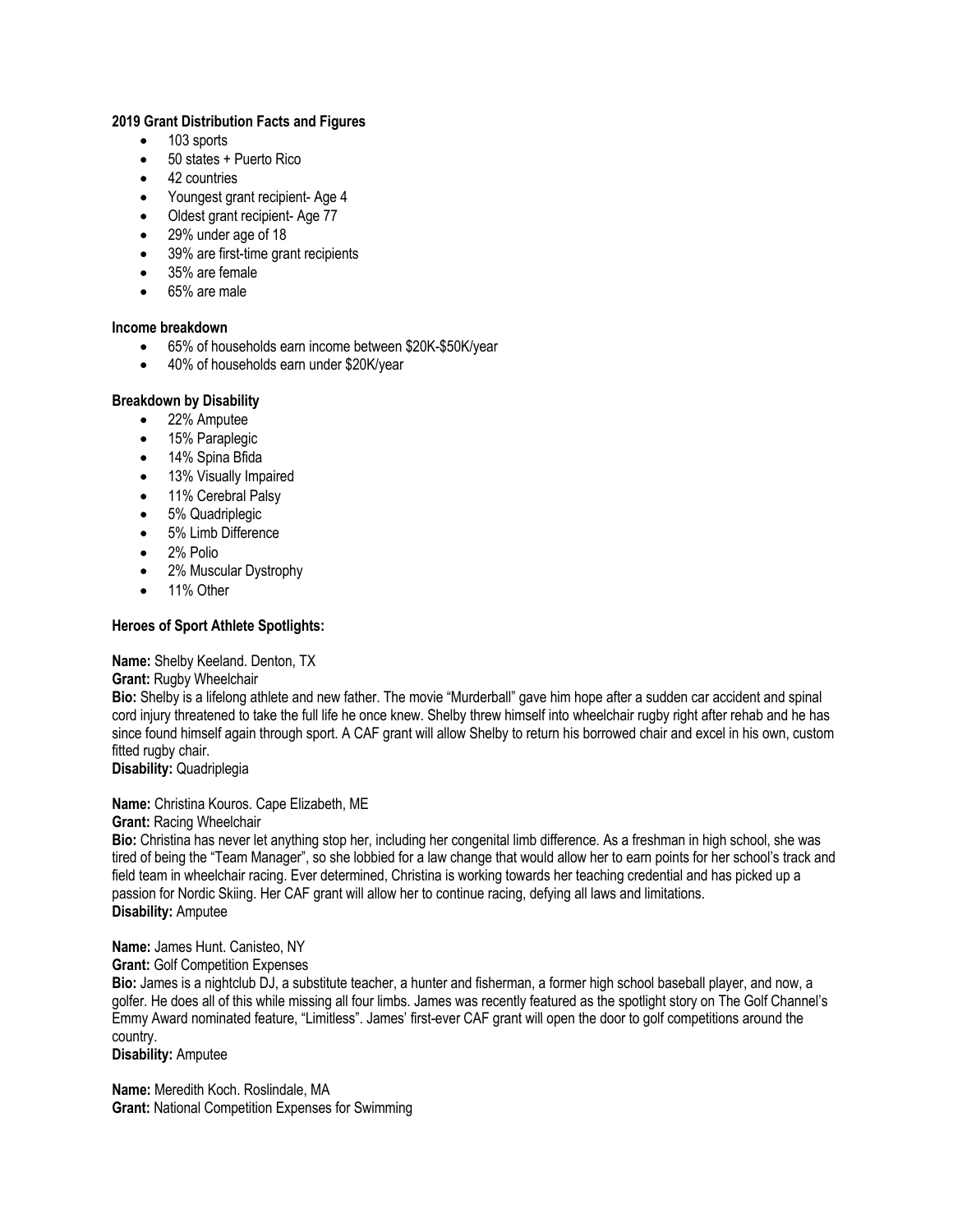**2019 Grant Distribution Facts and Figures**

- 103 sports
- 50 states + Puerto Rico
- 42 countries
- Youngest grant recipient- Age 4
- Oldest grant recipient- Age 77
- 29% under age of 18
- 39% are first-time grant recipients
- 35% are female
- 65% are male

**Income breakdown**

- 65% of households earn income between $20K-$50K/year
- 40% of households earn under $20K/year

**Breakdown by Disability**

- 22% Amputee
- 15% Paraplegic
- 14% Spina Bfida
- 13% Visually Impaired
- 11% Cerebral Palsy
- 5% Quadriplegic
- 5% Limb Difference
- 2% Polio
- 2% Muscular Dystrophy
- 11% Other

**Heroes of Sport Athlete Spotlights:**

**Name:** Shelby Keeland. Denton, TX
**Grant:** Rugby Wheelchair
**Bio:** Shelby is a lifelong athlete and new father. The movie "Murderball" gave him hope after a sudden car accident and spinal cord injury threatened to take the full life he once knew. Shelby threw himself into wheelchair rugby right after rehab and he has since found himself again through sport. A CAF grant will allow Shelby to return his borrowed chair and excel in his own, custom fitted rugby chair.
**Disability:** Quadriplegia

**Name:** Christina Kouros. Cape Elizabeth, ME
**Grant:** Racing Wheelchair
**Bio:** Christina has never let anything stop her, including her congenital limb difference. As a freshman in high school, she was tired of being the "Team Manager", so she lobbied for a law change that would allow her to earn points for her school's track and field team in wheelchair racing. Ever determined, Christina is working towards her teaching credential and has picked up a passion for Nordic Skiing. Her CAF grant will allow her to continue racing, defying all laws and limitations.
**Disability:** Amputee

**Name:** James Hunt. Canisteo, NY
**Grant:** Golf Competition Expenses
**Bio:** James is a nightclub DJ, a substitute teacher, a hunter and fisherman, a former high school baseball player, and now, a golfer. He does all of this while missing all four limbs. James was recently featured as the spotlight story on The Golf Channel's Emmy Award nominated feature, "Limitless". James' first-ever CAF grant will open the door to golf competitions around the country.
**Disability:** Amputee

**Name:** Meredith Koch. Roslindale, MA
**Grant:** National Competition Expenses for Swimming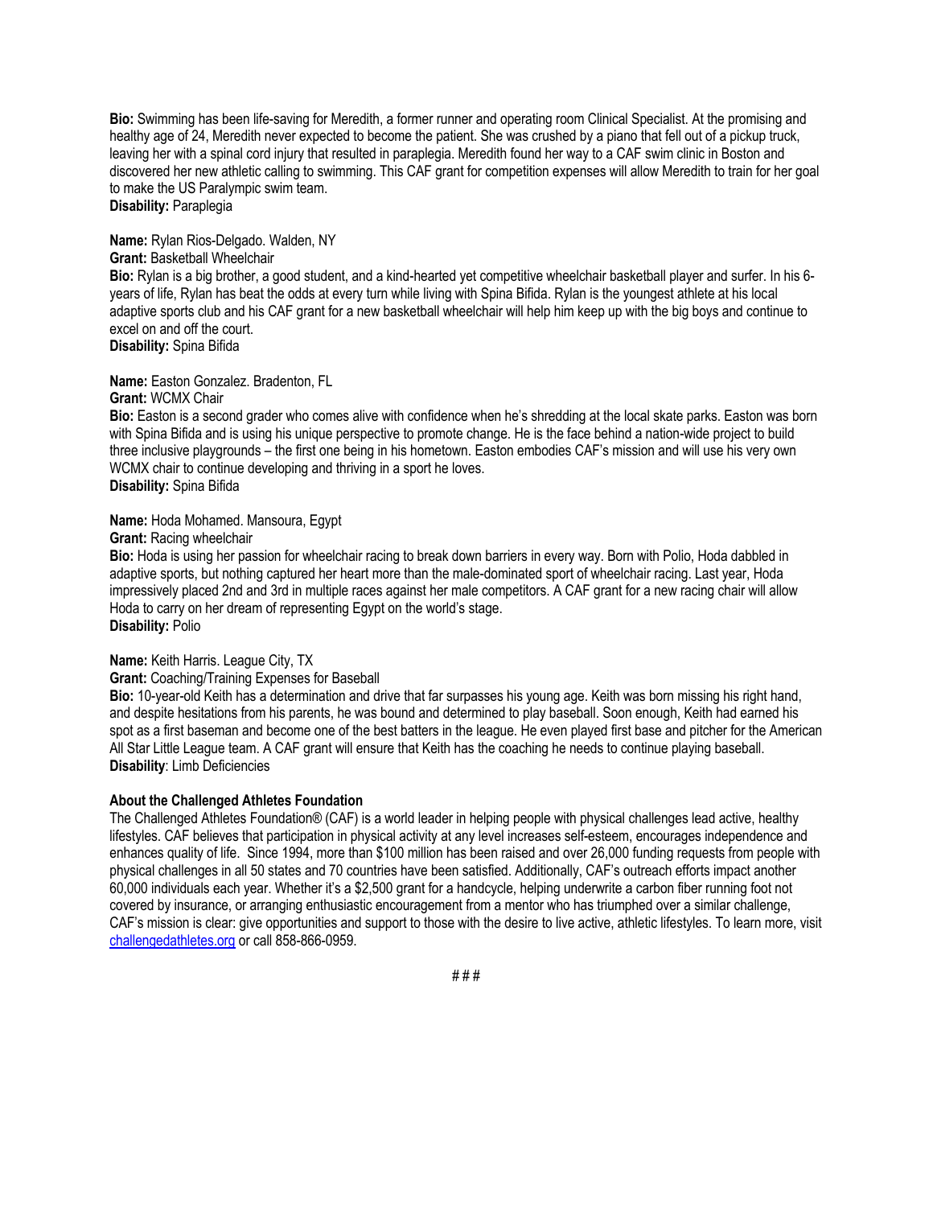**Bio:** Swimming has been life-saving for Meredith, a former runner and operating room Clinical Specialist. At the promising and healthy age of 24, Meredith never expected to become the patient. She was crushed by a piano that fell out of a pickup truck, leaving her with a spinal cord injury that resulted in paraplegia. Meredith found her way to a CAF swim clinic in Boston and discovered her new athletic calling to swimming. This CAF grant for competition expenses will allow Meredith to train for her goal to make the US Paralympic swim team.
**Disability:** Paraplegia

**Name:** Rylan Rios-Delgado. Walden, NY
**Grant:** Basketball Wheelchair
**Bio:** Rylan is a big brother, a good student, and a kind-hearted yet competitive wheelchair basketball player and surfer. In his 6-years of life, Rylan has beat the odds at every turn while living with Spina Bifida. Rylan is the youngest athlete at his local adaptive sports club and his CAF grant for a new basketball wheelchair will help him keep up with the big boys and continue to excel on and off the court.
**Disability:** Spina Bifida

**Name:** Easton Gonzalez. Bradenton, FL
**Grant:** WCMX Chair
**Bio:** Easton is a second grader who comes alive with confidence when he's shredding at the local skate parks. Easton was born with Spina Bifida and is using his unique perspective to promote change. He is the face behind a nation-wide project to build three inclusive playgrounds – the first one being in his hometown. Easton embodies CAF's mission and will use his very own WCMX chair to continue developing and thriving in a sport he loves.
**Disability:** Spina Bifida

**Name:** Hoda Mohamed. Mansoura, Egypt
**Grant:** Racing wheelchair
**Bio:** Hoda is using her passion for wheelchair racing to break down barriers in every way. Born with Polio, Hoda dabbled in adaptive sports, but nothing captured her heart more than the male-dominated sport of wheelchair racing. Last year, Hoda impressively placed 2nd and 3rd in multiple races against her male competitors. A CAF grant for a new racing chair will allow Hoda to carry on her dream of representing Egypt on the world's stage.
**Disability:** Polio

**Name:** Keith Harris. League City, TX
**Grant:** Coaching/Training Expenses for Baseball
**Bio:** 10-year-old Keith has a determination and drive that far surpasses his young age. Keith was born missing his right hand, and despite hesitations from his parents, he was bound and determined to play baseball. Soon enough, Keith had earned his spot as a first baseman and become one of the best batters in the league. He even played first base and pitcher for the American All Star Little League team. A CAF grant will ensure that Keith has the coaching he needs to continue playing baseball.
**Disability**: Limb Deficiencies

**About the Challenged Athletes Foundation**

The Challenged Athletes Foundation® (CAF) is a world leader in helping people with physical challenges lead active, healthy lifestyles. CAF believes that participation in physical activity at any level increases self-esteem, encourages independence and enhances quality of life. Since 1994, more than $100 million has been raised and over 26,000 funding requests from people with physical challenges in all 50 states and 70 countries have been satisfied. Additionally, CAF's outreach efforts impact another 60,000 individuals each year. Whether it's a $2,500 grant for a handcycle, helping underwrite a carbon fiber running foot not covered by insurance, or arranging enthusiastic encouragement from a mentor who has triumphed over a similar challenge, CAF's mission is clear: give opportunities and support to those with the desire to live active, athletic lifestyles. To learn more, visit [challengedathletes.org](challengedathletes.org) or call 858-866-0959.

# # #